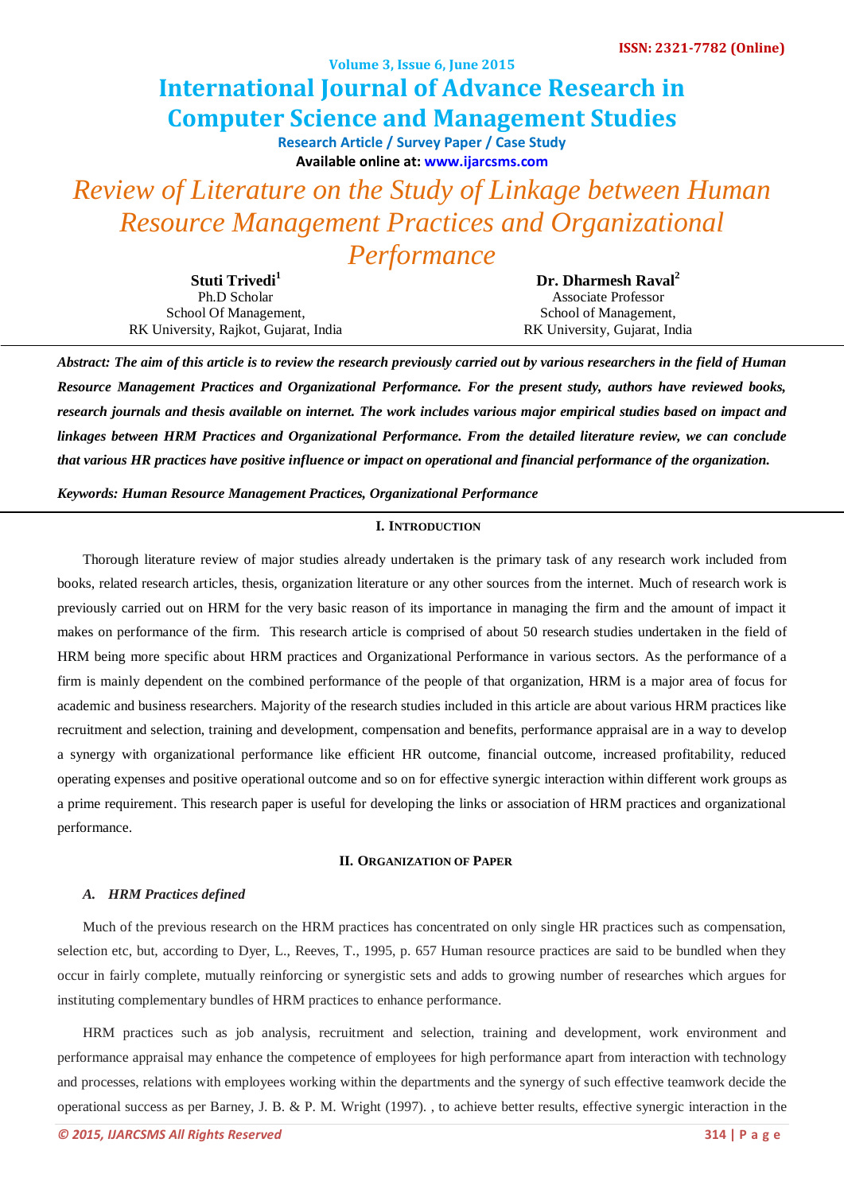# Review of Literature on the Study of Linkage between Human Resource Management Practices and Organizational Performance

**Stuti Trivedi[1]**
Ph.D Scholar
School Of Management,
RK University, Rajkot, Gujarat, India

**Dr. Dharmesh Raval[2]**
Associate Professor
School of Management,
RK University, Gujarat, India

***Abstract: The aim of this article is to review the research previously carried out by various researchers in the field of Human Resource Management Practices and Organizational Performance. For the present study, authors have reviewed books, research journals and thesis available on internet. The work includes various major empirical studies based on impact and linkages between HRM Practices and Organizational Performance. From the detailed literature review, we can conclude that various HR practices have positive influence or impact on operational and financial performance of the organization.***

***Keywords: Human Resource Management Practices, Organizational Performance***

## I. Introduction

Thorough literature review of major studies already undertaken is the primary task of any research work included from books, related research articles, thesis, organization literature or any other sources from the internet. Much of research work is previously carried out on HRM for the very basic reason of its importance in managing the firm and the amount of impact it makes on performance of the firm. This research article is comprised of about 50 research studies undertaken in the field of HRM being more specific about HRM practices and Organizational Performance in various sectors. As the performance of a firm is mainly dependent on the combined performance of the people of that organization, HRM is a major area of focus for academic and business researchers. Majority of the research studies included in this article are about various HRM practices like recruitment and selection, training and development, compensation and benefits, performance appraisal are in a way to develop a synergy with organizational performance like efficient HR outcome, financial outcome, increased profitability, reduced operating expenses and positive operational outcome and so on for effective synergic interaction within different work groups as a prime requirement. This research paper is useful for developing the links or association of HRM practices and organizational performance.

## II. Organization of Paper

### A. HRM Practices defined

Much of the previous research on the HRM practices has concentrated on only single HR practices such as compensation, selection etc, but, according to Dyer, L., Reeves, T., 1995, p. 657 Human resource practices are said to be bundled when they occur in fairly complete, mutually reinforcing or synergistic sets and adds to growing number of researches which argues for instituting complementary bundles of HRM practices to enhance performance.

HRM practices such as job analysis, recruitment and selection, training and development, work environment and performance appraisal may enhance the competence of employees for high performance apart from interaction with technology and processes, relations with employees working within the departments and the synergy of such effective teamwork decide the operational success as per Barney, J. B. & P. M. Wright (1997). , to achieve better results, effective synergic interaction in the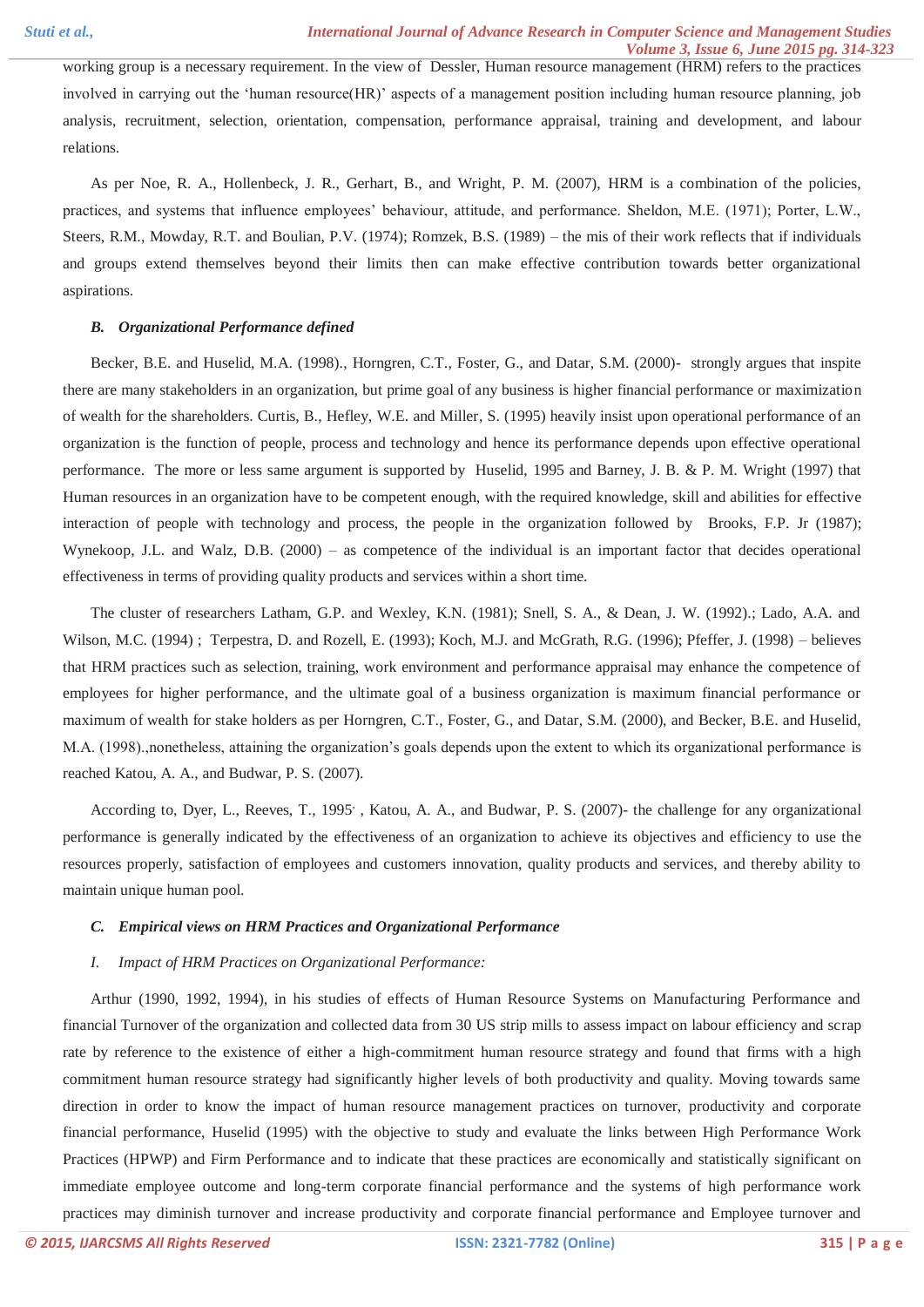working group is a necessary requirement. In the view of Dessler, Human resource management (HRM) refers to the practices involved in carrying out the 'human resource(HR)' aspects of a management position including human resource planning, job analysis, recruitment, selection, orientation, compensation, performance appraisal, training and development, and labour relations.

As per Noe, R. A., Hollenbeck, J. R., Gerhart, B., and Wright, P. M. (2007), HRM is a combination of the policies, practices, and systems that influence employees' behaviour, attitude, and performance. Sheldon, M.E. (1971); Porter, L.W., Steers, R.M., Mowday, R.T. and Boulian, P.V. (1974); Romzek, B.S. (1989) – the mis of their work reflects that if individuals and groups extend themselves beyond their limits then can make effective contribution towards better organizational aspirations.

### *B. Organizational Performance defined*

Becker, B.E. and Huselid, M.A. (1998)., Horngren, C.T., Foster, G., and Datar, S.M. (2000)- strongly argues that inspite there are many stakeholders in an organization, but prime goal of any business is higher financial performance or maximization of wealth for the shareholders. Curtis, B., Hefley, W.E. and Miller, S. (1995) heavily insist upon operational performance of an organization is the function of people, process and technology and hence its performance depends upon effective operational performance. The more or less same argument is supported by Huselid, 1995 and Barney, J. B. & P. M. Wright (1997) that Human resources in an organization have to be competent enough, with the required knowledge, skill and abilities for effective interaction of people with technology and process, the people in the organization followed by Brooks, F.P. Jr (1987); Wynekoop, J.L. and Walz, D.B. (2000) – as competence of the individual is an important factor that decides operational effectiveness in terms of providing quality products and services within a short time.

The cluster of researchers Latham, G.P. and Wexley, K.N. (1981); Snell, S. A., & Dean, J. W. (1992).; Lado, A.A. and Wilson, M.C. (1994) ; Terpestra, D. and Rozell, E. (1993); Koch, M.J. and McGrath, R.G. (1996); Pfeffer, J. (1998) – believes that HRM practices such as selection, training, work environment and performance appraisal may enhance the competence of employees for higher performance, and the ultimate goal of a business organization is maximum financial performance or maximum of wealth for stake holders as per Horngren, C.T., Foster, G., and Datar, S.M. (2000), and Becker, B.E. and Huselid, M.A. (1998).,nonetheless, attaining the organization's goals depends upon the extent to which its organizational performance is reached Katou, A. A., and Budwar, P. S. (2007).

According to, Dyer, L., Reeves, T., 1995, , Katou, A. A., and Budwar, P. S. (2007)- the challenge for any organizational performance is generally indicated by the effectiveness of an organization to achieve its objectives and efficiency to use the resources properly, satisfaction of employees and customers innovation, quality products and services, and thereby ability to maintain unique human pool.

### *C. Empirical views on HRM Practices and Organizational Performance*

#### *I. Impact of HRM Practices on Organizational Performance:*

Arthur (1990, 1992, 1994), in his studies of effects of Human Resource Systems on Manufacturing Performance and financial Turnover of the organization and collected data from 30 US strip mills to assess impact on labour efficiency and scrap rate by reference to the existence of either a high-commitment human resource strategy and found that firms with a high commitment human resource strategy had significantly higher levels of both productivity and quality. Moving towards same direction in order to know the impact of human resource management practices on turnover, productivity and corporate financial performance, Huselid (1995) with the objective to study and evaluate the links between High Performance Work Practices (HPWP) and Firm Performance and to indicate that these practices are economically and statistically significant on immediate employee outcome and long-term corporate financial performance and the systems of high performance work practices may diminish turnover and increase productivity and corporate financial performance and Employee turnover and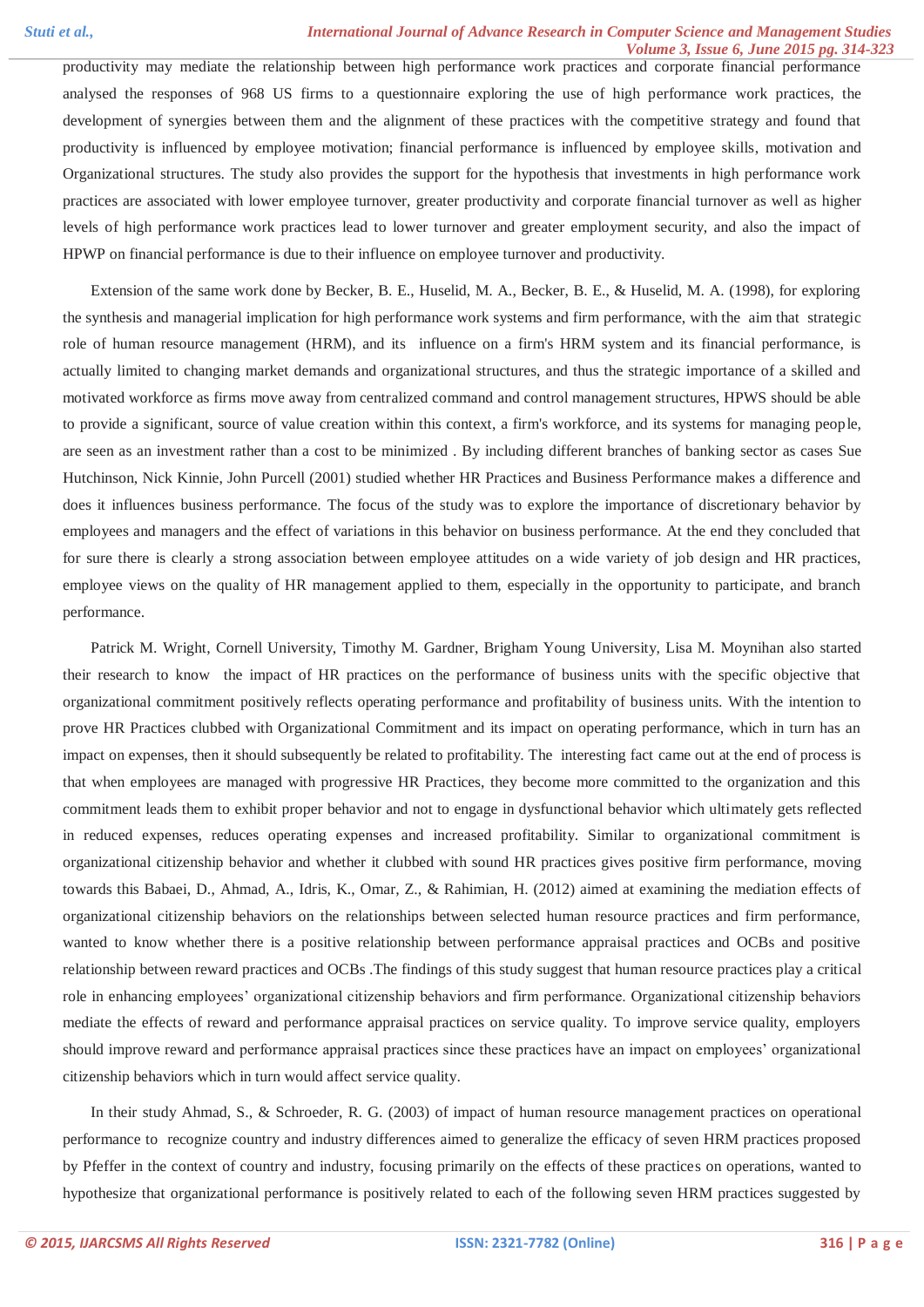productivity may mediate the relationship between high performance work practices and corporate financial performance analysed the responses of 968 US firms to a questionnaire exploring the use of high performance work practices, the development of synergies between them and the alignment of these practices with the competitive strategy and found that productivity is influenced by employee motivation; financial performance is influenced by employee skills, motivation and Organizational structures. The study also provides the support for the hypothesis that investments in high performance work practices are associated with lower employee turnover, greater productivity and corporate financial turnover as well as higher levels of high performance work practices lead to lower turnover and greater employment security, and also the impact of HPWP on financial performance is due to their influence on employee turnover and productivity.

Extension of the same work done by Becker, B. E., Huselid, M. A., Becker, B. E., & Huselid, M. A. (1998), for exploring the synthesis and managerial implication for high performance work systems and firm performance, with the aim that strategic role of human resource management (HRM), and its influence on a firm's HRM system and its financial performance, is actually limited to changing market demands and organizational structures, and thus the strategic importance of a skilled and motivated workforce as firms move away from centralized command and control management structures, HPWS should be able to provide a significant, source of value creation within this context, a firm's workforce, and its systems for managing people, are seen as an investment rather than a cost to be minimized . By including different branches of banking sector as cases Sue Hutchinson, Nick Kinnie, John Purcell (2001) studied whether HR Practices and Business Performance makes a difference and does it influences business performance. The focus of the study was to explore the importance of discretionary behavior by employees and managers and the effect of variations in this behavior on business performance. At the end they concluded that for sure there is clearly a strong association between employee attitudes on a wide variety of job design and HR practices, employee views on the quality of HR management applied to them, especially in the opportunity to participate, and branch performance.

Patrick M. Wright, Cornell University, Timothy M. Gardner, Brigham Young University, Lisa M. Moynihan also started their research to know the impact of HR practices on the performance of business units with the specific objective that organizational commitment positively reflects operating performance and profitability of business units. With the intention to prove HR Practices clubbed with Organizational Commitment and its impact on operating performance, which in turn has an impact on expenses, then it should subsequently be related to profitability. The interesting fact came out at the end of process is that when employees are managed with progressive HR Practices, they become more committed to the organization and this commitment leads them to exhibit proper behavior and not to engage in dysfunctional behavior which ultimately gets reflected in reduced expenses, reduces operating expenses and increased profitability. Similar to organizational commitment is organizational citizenship behavior and whether it clubbed with sound HR practices gives positive firm performance, moving towards this Babaei, D., Ahmad, A., Idris, K., Omar, Z., & Rahimian, H. (2012) aimed at examining the mediation effects of organizational citizenship behaviors on the relationships between selected human resource practices and firm performance, wanted to know whether there is a positive relationship between performance appraisal practices and OCBs and positive relationship between reward practices and OCBs .The findings of this study suggest that human resource practices play a critical role in enhancing employees' organizational citizenship behaviors and firm performance. Organizational citizenship behaviors mediate the effects of reward and performance appraisal practices on service quality. To improve service quality, employers should improve reward and performance appraisal practices since these practices have an impact on employees' organizational citizenship behaviors which in turn would affect service quality.

In their study Ahmad, S., & Schroeder, R. G. (2003) of impact of human resource management practices on operational performance to recognize country and industry differences aimed to generalize the efficacy of seven HRM practices proposed by Pfeffer in the context of country and industry, focusing primarily on the effects of these practices on operations, wanted to hypothesize that organizational performance is positively related to each of the following seven HRM practices suggested by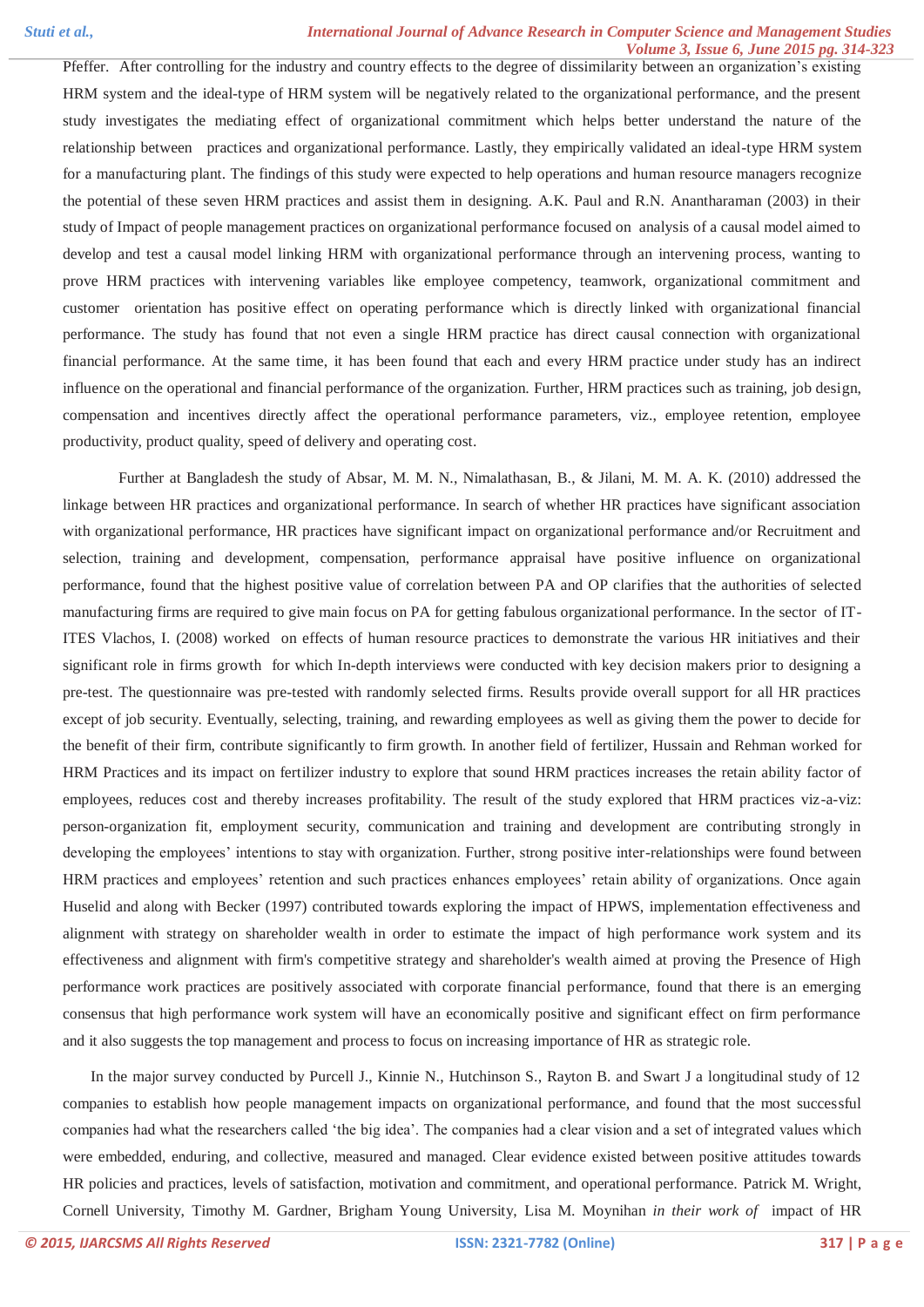Pfeffer. After controlling for the industry and country effects to the degree of dissimilarity between an organization's existing HRM system and the ideal-type of HRM system will be negatively related to the organizational performance, and the present study investigates the mediating effect of organizational commitment which helps better understand the nature of the relationship between practices and organizational performance. Lastly, they empirically validated an ideal-type HRM system for a manufacturing plant. The findings of this study were expected to help operations and human resource managers recognize the potential of these seven HRM practices and assist them in designing. A.K. Paul and R.N. Anantharaman (2003) in their study of Impact of people management practices on organizational performance focused on analysis of a causal model aimed to develop and test a causal model linking HRM with organizational performance through an intervening process, wanting to prove HRM practices with intervening variables like employee competency, teamwork, organizational commitment and customer orientation has positive effect on operating performance which is directly linked with organizational financial performance. The study has found that not even a single HRM practice has direct causal connection with organizational financial performance. At the same time, it has been found that each and every HRM practice under study has an indirect influence on the operational and financial performance of the organization. Further, HRM practices such as training, job design, compensation and incentives directly affect the operational performance parameters, viz., employee retention, employee productivity, product quality, speed of delivery and operating cost.

Further at Bangladesh the study of Absar, M. M. N., Nimalathasan, B., & Jilani, M. M. A. K. (2010) addressed the linkage between HR practices and organizational performance. In search of whether HR practices have significant association with organizational performance, HR practices have significant impact on organizational performance and/or Recruitment and selection, training and development, compensation, performance appraisal have positive influence on organizational performance, found that the highest positive value of correlation between PA and OP clarifies that the authorities of selected manufacturing firms are required to give main focus on PA for getting fabulous organizational performance. In the sector of IT-ITES Vlachos, I. (2008) worked on effects of human resource practices to demonstrate the various HR initiatives and their significant role in firms growth for which In-depth interviews were conducted with key decision makers prior to designing a pre-test. The questionnaire was pre-tested with randomly selected firms. Results provide overall support for all HR practices except of job security. Eventually, selecting, training, and rewarding employees as well as giving them the power to decide for the benefit of their firm, contribute significantly to firm growth. In another field of fertilizer, Hussain and Rehman worked for HRM Practices and its impact on fertilizer industry to explore that sound HRM practices increases the retain ability factor of employees, reduces cost and thereby increases profitability. The result of the study explored that HRM practices viz-a-viz: person-organization fit, employment security, communication and training and development are contributing strongly in developing the employees' intentions to stay with organization. Further, strong positive inter-relationships were found between HRM practices and employees' retention and such practices enhances employees' retain ability of organizations. Once again Huselid and along with Becker (1997) contributed towards exploring the impact of HPWS, implementation effectiveness and alignment with strategy on shareholder wealth in order to estimate the impact of high performance work system and its effectiveness and alignment with firm's competitive strategy and shareholder's wealth aimed at proving the Presence of High performance work practices are positively associated with corporate financial performance, found that there is an emerging consensus that high performance work system will have an economically positive and significant effect on firm performance and it also suggests the top management and process to focus on increasing importance of HR as strategic role.

In the major survey conducted by Purcell J., Kinnie N., Hutchinson S., Rayton B. and Swart J a longitudinal study of 12 companies to establish how people management impacts on organizational performance, and found that the most successful companies had what the researchers called 'the big idea'. The companies had a clear vision and a set of integrated values which were embedded, enduring, and collective, measured and managed. Clear evidence existed between positive attitudes towards HR policies and practices, levels of satisfaction, motivation and commitment, and operational performance. Patrick M. Wright, Cornell University, Timothy M. Gardner, Brigham Young University, Lisa M. Moynihan *in their work of* impact of HR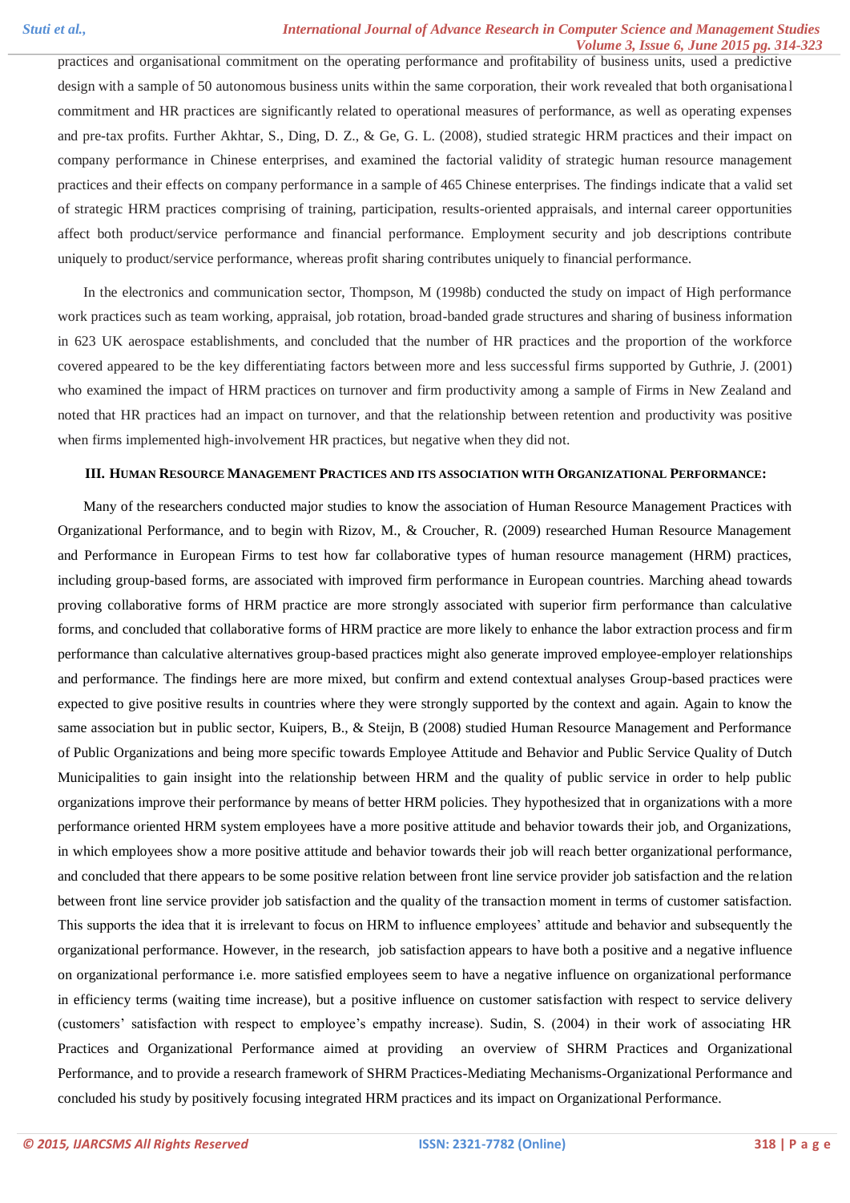practices and organisational commitment on the operating performance and profitability of business units, used a predictive design with a sample of 50 autonomous business units within the same corporation, their work revealed that both organisational commitment and HR practices are significantly related to operational measures of performance, as well as operating expenses and pre-tax profits. Further Akhtar, S., Ding, D. Z., & Ge, G. L. (2008), studied strategic HRM practices and their impact on company performance in Chinese enterprises, and examined the factorial validity of strategic human resource management practices and their effects on company performance in a sample of 465 Chinese enterprises. The findings indicate that a valid set of strategic HRM practices comprising of training, participation, results-oriented appraisals, and internal career opportunities affect both product/service performance and financial performance. Employment security and job descriptions contribute uniquely to product/service performance, whereas profit sharing contributes uniquely to financial performance.

In the electronics and communication sector, Thompson, M (1998b) conducted the study on impact of High performance work practices such as team working, appraisal, job rotation, broad-banded grade structures and sharing of business information in 623 UK aerospace establishments, and concluded that the number of HR practices and the proportion of the workforce covered appeared to be the key differentiating factors between more and less successful firms supported by Guthrie, J. (2001) who examined the impact of HRM practices on turnover and firm productivity among a sample of Firms in New Zealand and noted that HR practices had an impact on turnover, and that the relationship between retention and productivity was positive when firms implemented high-involvement HR practices, but negative when they did not.

### III. Human Resource Management Practices and its association with Organizational Performance:

Many of the researchers conducted major studies to know the association of Human Resource Management Practices with Organizational Performance, and to begin with Rizov, M., & Croucher, R. (2009) researched Human Resource Management and Performance in European Firms to test how far collaborative types of human resource management (HRM) practices, including group-based forms, are associated with improved firm performance in European countries. Marching ahead towards proving collaborative forms of HRM practice are more strongly associated with superior firm performance than calculative forms, and concluded that collaborative forms of HRM practice are more likely to enhance the labor extraction process and firm performance than calculative alternatives group-based practices might also generate improved employee-employer relationships and performance. The findings here are more mixed, but confirm and extend contextual analyses Group-based practices were expected to give positive results in countries where they were strongly supported by the context and again. Again to know the same association but in public sector, Kuipers, B., & Steijn, B (2008) studied Human Resource Management and Performance of Public Organizations and being more specific towards Employee Attitude and Behavior and Public Service Quality of Dutch Municipalities to gain insight into the relationship between HRM and the quality of public service in order to help public organizations improve their performance by means of better HRM policies. They hypothesized that in organizations with a more performance oriented HRM system employees have a more positive attitude and behavior towards their job, and Organizations, in which employees show a more positive attitude and behavior towards their job will reach better organizational performance, and concluded that there appears to be some positive relation between front line service provider job satisfaction and the relation between front line service provider job satisfaction and the quality of the transaction moment in terms of customer satisfaction. This supports the idea that it is irrelevant to focus on HRM to influence employees' attitude and behavior and subsequently the organizational performance. However, in the research, job satisfaction appears to have both a positive and a negative influence on organizational performance i.e. more satisfied employees seem to have a negative influence on organizational performance in efficiency terms (waiting time increase), but a positive influence on customer satisfaction with respect to service delivery (customers' satisfaction with respect to employee's empathy increase). Sudin, S. (2004) in their work of associating HR Practices and Organizational Performance aimed at providing an overview of SHRM Practices and Organizational Performance, and to provide a research framework of SHRM Practices-Mediating Mechanisms-Organizational Performance and concluded his study by positively focusing integrated HRM practices and its impact on Organizational Performance.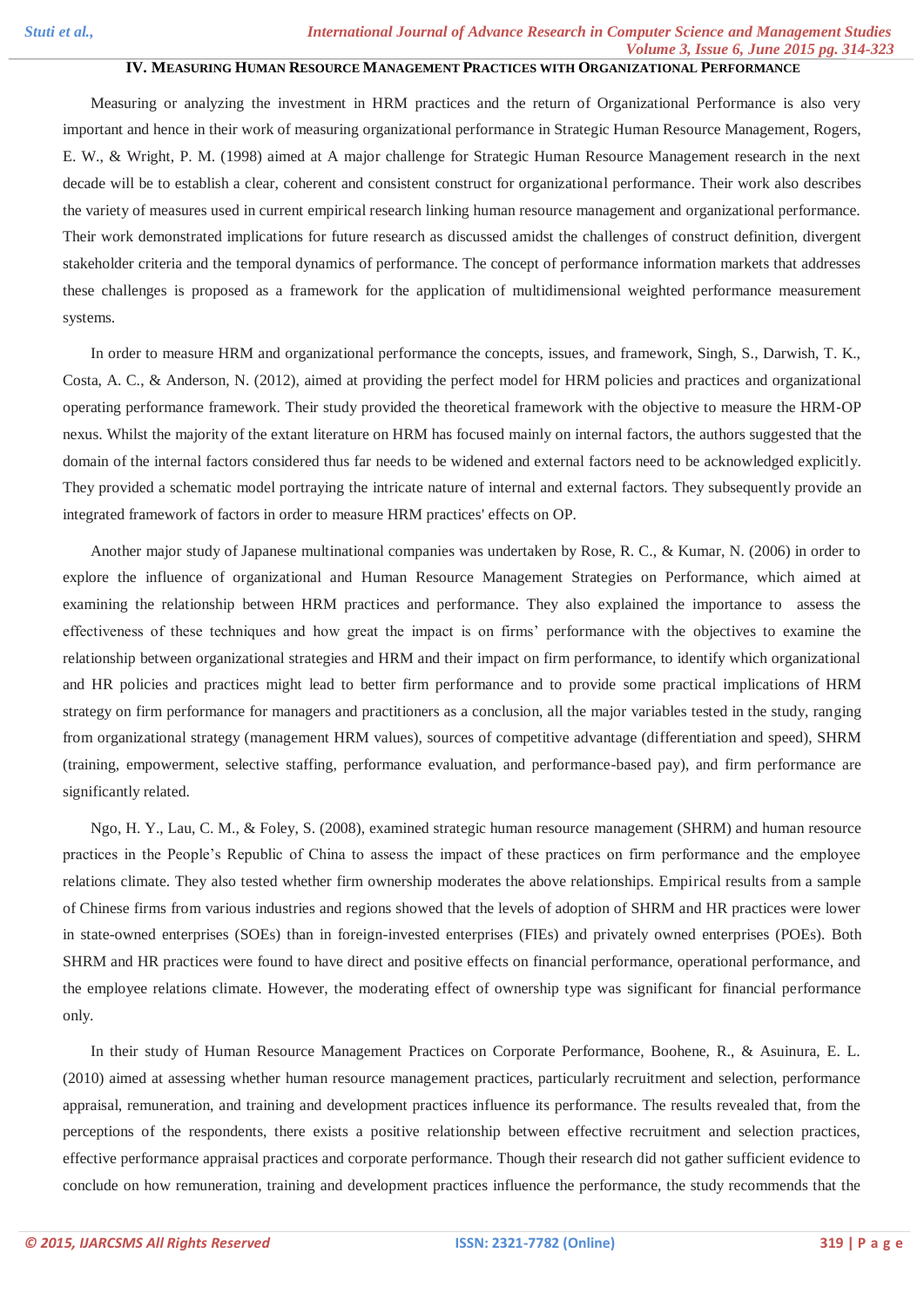## IV. Measuring Human Resource Management Practices with Organizational Performance

Measuring or analyzing the investment in HRM practices and the return of Organizational Performance is also very important and hence in their work of measuring organizational performance in Strategic Human Resource Management, Rogers, E. W., & Wright, P. M. (1998) aimed at A major challenge for Strategic Human Resource Management research in the next decade will be to establish a clear, coherent and consistent construct for organizational performance. Their work also describes the variety of measures used in current empirical research linking human resource management and organizational performance. Their work demonstrated implications for future research as discussed amidst the challenges of construct definition, divergent stakeholder criteria and the temporal dynamics of performance. The concept of performance information markets that addresses these challenges is proposed as a framework for the application of multidimensional weighted performance measurement systems.

In order to measure HRM and organizational performance the concepts, issues, and framework, Singh, S., Darwish, T. K., Costa, A. C., & Anderson, N. (2012), aimed at providing the perfect model for HRM policies and practices and organizational operating performance framework. Their study provided the theoretical framework with the objective to measure the HRM-OP nexus. Whilst the majority of the extant literature on HRM has focused mainly on internal factors, the authors suggested that the domain of the internal factors considered thus far needs to be widened and external factors need to be acknowledged explicitly. They provided a schematic model portraying the intricate nature of internal and external factors. They subsequently provide an integrated framework of factors in order to measure HRM practices' effects on OP.

Another major study of Japanese multinational companies was undertaken by Rose, R. C., & Kumar, N. (2006) in order to explore the influence of organizational and Human Resource Management Strategies on Performance, which aimed at examining the relationship between HRM practices and performance. They also explained the importance to assess the effectiveness of these techniques and how great the impact is on firms' performance with the objectives to examine the relationship between organizational strategies and HRM and their impact on firm performance, to identify which organizational and HR policies and practices might lead to better firm performance and to provide some practical implications of HRM strategy on firm performance for managers and practitioners as a conclusion, all the major variables tested in the study, ranging from organizational strategy (management HRM values), sources of competitive advantage (differentiation and speed), SHRM (training, empowerment, selective staffing, performance evaluation, and performance-based pay), and firm performance are significantly related.

Ngo, H. Y., Lau, C. M., & Foley, S. (2008), examined strategic human resource management (SHRM) and human resource practices in the People's Republic of China to assess the impact of these practices on firm performance and the employee relations climate. They also tested whether firm ownership moderates the above relationships. Empirical results from a sample of Chinese firms from various industries and regions showed that the levels of adoption of SHRM and HR practices were lower in state-owned enterprises (SOEs) than in foreign-invested enterprises (FIEs) and privately owned enterprises (POEs). Both SHRM and HR practices were found to have direct and positive effects on financial performance, operational performance, and the employee relations climate. However, the moderating effect of ownership type was significant for financial performance only.

In their study of Human Resource Management Practices on Corporate Performance, Boohene, R., & Asuinura, E. L. (2010) aimed at assessing whether human resource management practices, particularly recruitment and selection, performance appraisal, remuneration, and training and development practices influence its performance. The results revealed that, from the perceptions of the respondents, there exists a positive relationship between effective recruitment and selection practices, effective performance appraisal practices and corporate performance. Though their research did not gather sufficient evidence to conclude on how remuneration, training and development practices influence the performance, the study recommends that the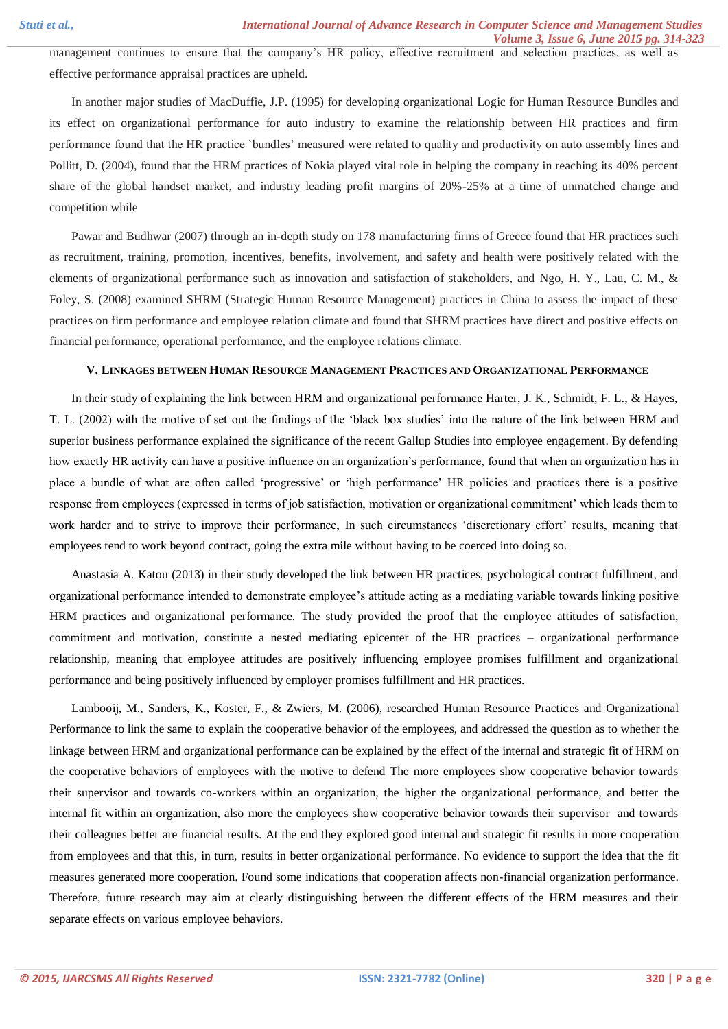management continues to ensure that the company's HR policy, effective recruitment and selection practices, as well as effective performance appraisal practices are upheld.

In another major studies of MacDuffie, J.P. (1995) for developing organizational Logic for Human Resource Bundles and its effect on organizational performance for auto industry to examine the relationship between HR practices and firm performance found that the HR practice `bundles' measured were related to quality and productivity on auto assembly lines and Pollitt, D. (2004), found that the HRM practices of Nokia played vital role in helping the company in reaching its 40% percent share of the global handset market, and industry leading profit margins of 20%-25% at a time of unmatched change and competition while

Pawar and Budhwar (2007) through an in-depth study on 178 manufacturing firms of Greece found that HR practices such as recruitment, training, promotion, incentives, benefits, involvement, and safety and health were positively related with the elements of organizational performance such as innovation and satisfaction of stakeholders, and Ngo, H. Y., Lau, C. M., & Foley, S. (2008) examined SHRM (Strategic Human Resource Management) practices in China to assess the impact of these practices on firm performance and employee relation climate and found that SHRM practices have direct and positive effects on financial performance, operational performance, and the employee relations climate.

## V. Linkages between Human Resource Management Practices and Organizational Performance

In their study of explaining the link between HRM and organizational performance Harter, J. K., Schmidt, F. L., & Hayes, T. L. (2002) with the motive of set out the findings of the 'black box studies' into the nature of the link between HRM and superior business performance explained the significance of the recent Gallup Studies into employee engagement. By defending how exactly HR activity can have a positive influence on an organization's performance, found that when an organization has in place a bundle of what are often called 'progressive' or 'high performance' HR policies and practices there is a positive response from employees (expressed in terms of job satisfaction, motivation or organizational commitment' which leads them to work harder and to strive to improve their performance, In such circumstances 'discretionary effort' results, meaning that employees tend to work beyond contract, going the extra mile without having to be coerced into doing so.

Anastasia A. Katou (2013) in their study developed the link between HR practices, psychological contract fulfillment, and organizational performance intended to demonstrate employee's attitude acting as a mediating variable towards linking positive HRM practices and organizational performance. The study provided the proof that the employee attitudes of satisfaction, commitment and motivation, constitute a nested mediating epicenter of the HR practices – organizational performance relationship, meaning that employee attitudes are positively influencing employee promises fulfillment and organizational performance and being positively influenced by employer promises fulfillment and HR practices.

Lambooij, M., Sanders, K., Koster, F., & Zwiers, M. (2006), researched Human Resource Practices and Organizational Performance to link the same to explain the cooperative behavior of the employees, and addressed the question as to whether the linkage between HRM and organizational performance can be explained by the effect of the internal and strategic fit of HRM on the cooperative behaviors of employees with the motive to defend The more employees show cooperative behavior towards their supervisor and towards co-workers within an organization, the higher the organizational performance, and better the internal fit within an organization, also more the employees show cooperative behavior towards their supervisor and towards their colleagues better are financial results. At the end they explored good internal and strategic fit results in more cooperation from employees and that this, in turn, results in better organizational performance. No evidence to support the idea that the fit measures generated more cooperation. Found some indications that cooperation affects non-financial organization performance. Therefore, future research may aim at clearly distinguishing between the different effects of the HRM measures and their separate effects on various employee behaviors.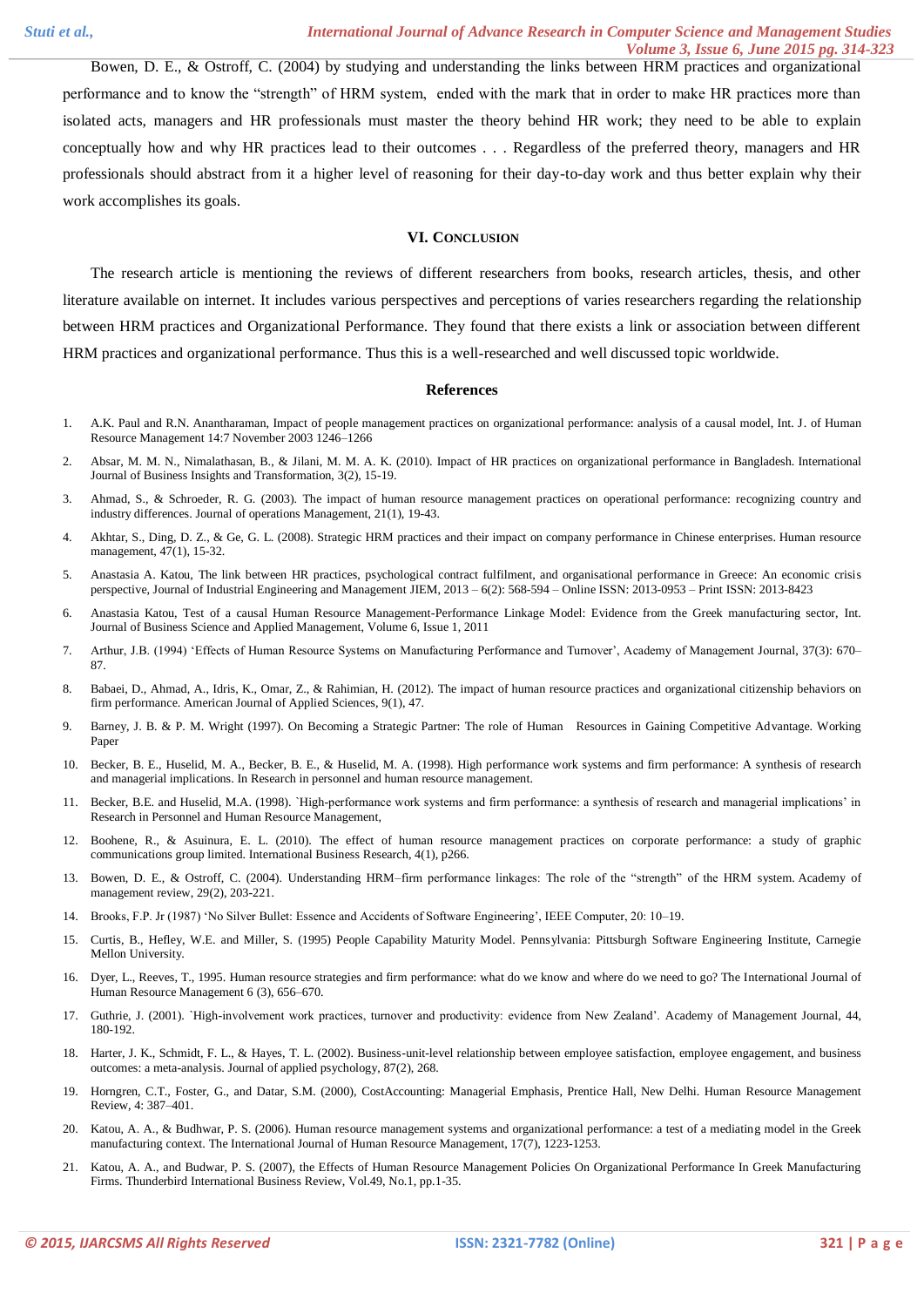Bowen, D. E., & Ostroff, C. (2004) by studying and understanding the links between HRM practices and organizational performance and to know the "strength" of HRM system, ended with the mark that in order to make HR practices more than isolated acts, managers and HR professionals must master the theory behind HR work; they need to be able to explain conceptually how and why HR practices lead to their outcomes . . . Regardless of the preferred theory, managers and HR professionals should abstract from it a higher level of reasoning for their day-to-day work and thus better explain why their work accomplishes its goals.

## VI. Conclusion

The research article is mentioning the reviews of different researchers from books, research articles, thesis, and other literature available on internet. It includes various perspectives and perceptions of varies researchers regarding the relationship between HRM practices and Organizational Performance. They found that there exists a link or association between different HRM practices and organizational performance. Thus this is a well-researched and well discussed topic worldwide.

## References

1. A.K. Paul and R.N. Anantharaman, Impact of people management practices on organizational performance: analysis of a causal model, Int. J. of Human Resource Management 14:7 November 2003 1246–1266
2. Absar, M. M. N., Nimalathasan, B., & Jilani, M. M. A. K. (2010). Impact of HR practices on organizational performance in Bangladesh. International Journal of Business Insights and Transformation, 3(2), 15-19.
3. Ahmad, S., & Schroeder, R. G. (2003). The impact of human resource management practices on operational performance: recognizing country and industry differences. Journal of operations Management, 21(1), 19-43.
4. Akhtar, S., Ding, D. Z., & Ge, G. L. (2008). Strategic HRM practices and their impact on company performance in Chinese enterprises. Human resource management, 47(1), 15-32.
5. Anastasia A. Katou, The link between HR practices, psychological contract fulfilment, and organisational performance in Greece: An economic crisis perspective, Journal of Industrial Engineering and Management JIEM, 2013 – 6(2): 568-594 – Online ISSN: 2013-0953 – Print ISSN: 2013-8423
6. Anastasia Katou, Test of a causal Human Resource Management-Performance Linkage Model: Evidence from the Greek manufacturing sector, Int. Journal of Business Science and Applied Management, Volume 6, Issue 1, 2011
7. Arthur, J.B. (1994) 'Effects of Human Resource Systems on Manufacturing Performance and Turnover', Academy of Management Journal, 37(3): 670–87.
8. Babaei, D., Ahmad, A., Idris, K., Omar, Z., & Rahimian, H. (2012). The impact of human resource practices and organizational citizenship behaviors on firm performance. American Journal of Applied Sciences, 9(1), 47.
9. Barney, J. B. & P. M. Wright (1997). On Becoming a Strategic Partner: The role of Human Resources in Gaining Competitive Advantage. Working Paper
10. Becker, B. E., Huselid, M. A., Becker, B. E., & Huselid, M. A. (1998). High performance work systems and firm performance: A synthesis of research and managerial implications. In Research in personnel and human resource management.
11. Becker, B.E. and Huselid, M.A. (1998). `High-performance work systems and firm performance: a synthesis of research and managerial implications' in Research in Personnel and Human Resource Management,
12. Boohene, R., & Asuinura, E. L. (2010). The effect of human resource management practices on corporate performance: a study of graphic communications group limited. International Business Research, 4(1), p266.
13. Bowen, D. E., & Ostroff, C. (2004). Understanding HRM–firm performance linkages: The role of the "strength" of the HRM system. Academy of management review, 29(2), 203-221.
14. Brooks, F.P. Jr (1987) 'No Silver Bullet: Essence and Accidents of Software Engineering', IEEE Computer, 20: 10–19.
15. Curtis, B., Hefley, W.E. and Miller, S. (1995) People Capability Maturity Model. Pennsylvania: Pittsburgh Software Engineering Institute, Carnegie Mellon University.
16. Dyer, L., Reeves, T., 1995. Human resource strategies and firm performance: what do we know and where do we need to go? The International Journal of Human Resource Management 6 (3), 656–670.
17. Guthrie, J. (2001). `High-involvement work practices, turnover and productivity: evidence from New Zealand'. Academy of Management Journal, 44, 180-192.
18. Harter, J. K., Schmidt, F. L., & Hayes, T. L. (2002). Business-unit-level relationship between employee satisfaction, employee engagement, and business outcomes: a meta-analysis. Journal of applied psychology, 87(2), 268.
19. Horngren, C.T., Foster, G., and Datar, S.M. (2000), CostAccounting: Managerial Emphasis, Prentice Hall, New Delhi. Human Resource Management Review, 4: 387–401.
20. Katou, A. A., & Budhwar, P. S. (2006). Human resource management systems and organizational performance: a test of a mediating model in the Greek manufacturing context. The International Journal of Human Resource Management, 17(7), 1223-1253.
21. Katou, A. A., and Budwar, P. S. (2007), the Effects of Human Resource Management Policies On Organizational Performance In Greek Manufacturing Firms. Thunderbird International Business Review, Vol.49, No.1, pp.1-35.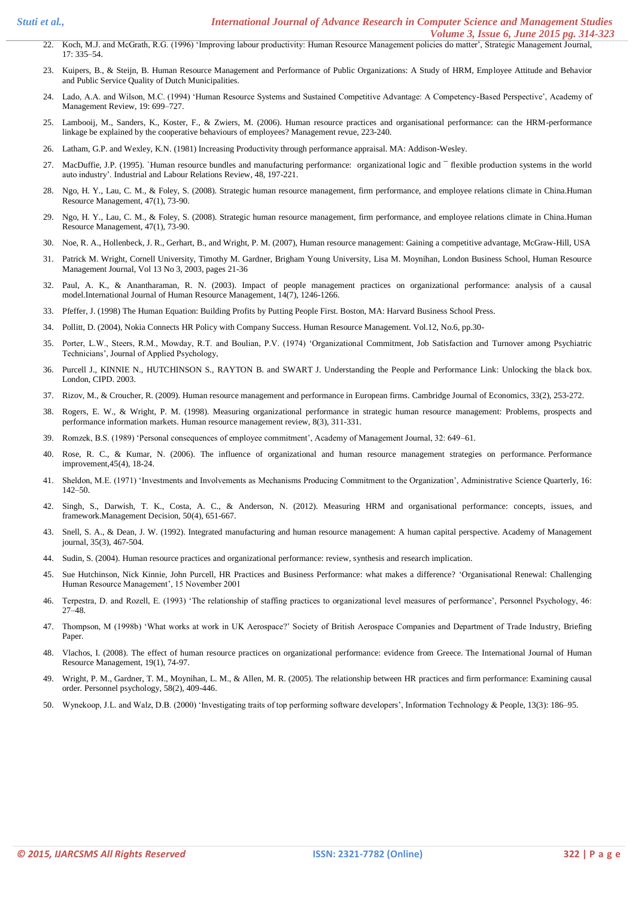22. Koch, M.J. and McGrath, R.G. (1996) 'Improving labour productivity: Human Resource Management policies do matter', Strategic Management Journal, 17: 335–54.
23. Kuipers, B., & Steijn, B. Human Resource Management and Performance of Public Organizations: A Study of HRM, Employee Attitude and Behavior and Public Service Quality of Dutch Municipalities.
24. Lado, A.A. and Wilson, M.C. (1994) 'Human Resource Systems and Sustained Competitive Advantage: A Competency-Based Perspective', Academy of Management Review, 19: 699–727.
25. Lambooij, M., Sanders, K., Koster, F., & Zwiers, M. (2006). Human resource practices and organisational performance: can the HRM-performance linkage be explained by the cooperative behaviours of employees? Management revue, 223-240.
26. Latham, G.P. and Wexley, K.N. (1981) Increasing Productivity through performance appraisal. MA: Addison-Wesley.
27. MacDuffie, J.P. (1995). `Human resource bundles and manufacturing performance: organizational logic and ¯ flexible production systems in the world auto industry'. Industrial and Labour Relations Review, 48, 197-221.
28. Ngo, H. Y., Lau, C. M., & Foley, S. (2008). Strategic human resource management, firm performance, and employee relations climate in China.Human Resource Management, 47(1), 73-90.
29. Ngo, H. Y., Lau, C. M., & Foley, S. (2008). Strategic human resource management, firm performance, and employee relations climate in China.Human Resource Management, 47(1), 73-90.
30. Noe, R. A., Hollenbeck, J. R., Gerhart, B., and Wright, P. M. (2007), Human resource management: Gaining a competitive advantage, McGraw-Hill, USA
31. Patrick M. Wright, Cornell University, Timothy M. Gardner, Brigham Young University, Lisa M. Moynihan, London Business School, Human Resource Management Journal, Vol 13 No 3, 2003, pages 21-36
32. Paul, A. K., & Anantharaman, R. N. (2003). Impact of people management practices on organizational performance: analysis of a causal model.International Journal of Human Resource Management, 14(7), 1246-1266.
33. Pfeffer, J. (1998) The Human Equation: Building Profits by Putting People First. Boston, MA: Harvard Business School Press.
34. Pollitt, D. (2004), Nokia Connects HR Policy with Company Success. Human Resource Management. Vol.12, No.6, pp.30-
35. Porter, L.W., Steers, R.M., Mowday, R.T. and Boulian, P.V. (1974) 'Organizational Commitment, Job Satisfaction and Turnover among Psychiatric Technicians', Journal of Applied Psychology,
36. Purcell J., KINNIE N., HUTCHINSON S., RAYTON B. and SWART J. Understanding the People and Performance Link: Unlocking the black box. London, CIPD. 2003.
37. Rizov, M., & Croucher, R. (2009). Human resource management and performance in European firms. Cambridge Journal of Economics, 33(2), 253-272.
38. Rogers, E. W., & Wright, P. M. (1998). Measuring organizational performance in strategic human resource management: Problems, prospects and performance information markets. Human resource management review, 8(3), 311-331.
39. Romzek, B.S. (1989) 'Personal consequences of employee commitment', Academy of Management Journal, 32: 649–61.
40. Rose, R. C., & Kumar, N. (2006). The influence of organizational and human resource management strategies on performance. Performance improvement,45(4), 18-24.
41. Sheldon, M.E. (1971) 'Investments and Involvements as Mechanisms Producing Commitment to the Organization', Administrative Science Quarterly, 16: 142–50.
42. Singh, S., Darwish, T. K., Costa, A. C., & Anderson, N. (2012). Measuring HRM and organisational performance: concepts, issues, and framework.Management Decision, 50(4), 651-667.
43. Snell, S. A., & Dean, J. W. (1992). Integrated manufacturing and human resource management: A human capital perspective. Academy of Management journal, 35(3), 467-504.
44. Sudin, S. (2004). Human resource practices and organizational performance: review, synthesis and research implication.
45. Sue Hutchinson, Nick Kinnie, John Purcell, HR Practices and Business Performance: what makes a difference? 'Organisational Renewal: Challenging Human Resource Management', 15 November 2001
46. Terpestra, D. and Rozell, E. (1993) 'The relationship of staffing practices to organizational level measures of performance', Personnel Psychology, 46: 27–48.
47. Thompson, M (1998b) 'What works at work in UK Aerospace?' Society of British Aerospace Companies and Department of Trade Industry, Briefing Paper.
48. Vlachos, I. (2008). The effect of human resource practices on organizational performance: evidence from Greece. The International Journal of Human Resource Management, 19(1), 74-97.
49. Wright, P. M., Gardner, T. M., Moynihan, L. M., & Allen, M. R. (2005). The relationship between HR practices and firm performance: Examining causal order. Personnel psychology, 58(2), 409-446.
50. Wynekoop, J.L. and Walz, D.B. (2000) 'Investigating traits of top performing software developers', Information Technology & People, 13(3): 186–95.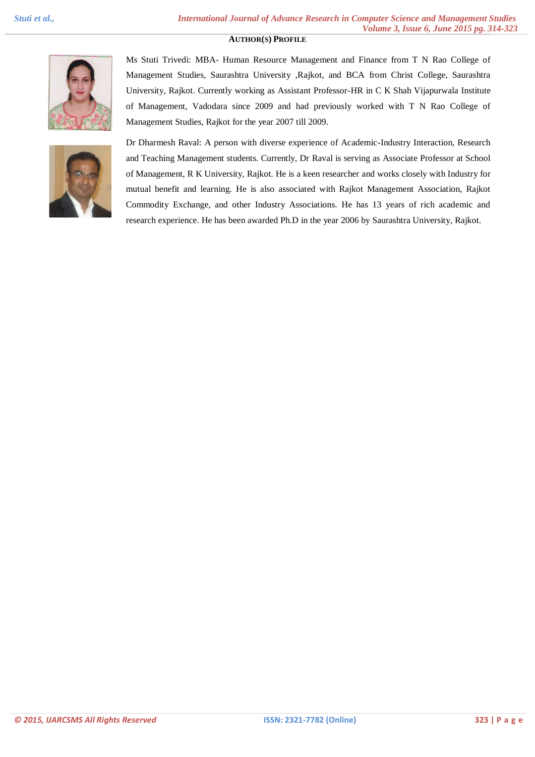## AUTHOR(S) PROFILE

Ms Stuti Trivedi: MBA- Human Resource Management and Finance from T N Rao College of Management Studies, Saurashtra University ,Rajkot, and BCA from Christ College, Saurashtra University, Rajkot. Currently working as Assistant Professor-HR in C K Shah Vijapurwala Institute of Management, Vadodara since 2009 and had previously worked with T N Rao College of Management Studies, Rajkot for the year 2007 till 2009.

Dr Dharmesh Raval: A person with diverse experience of Academic-Industry Interaction, Research and Teaching Management students. Currently, Dr Raval is serving as Associate Professor at School of Management, R K University, Rajkot. He is a keen researcher and works closely with Industry for mutual benefit and learning. He is also associated with Rajkot Management Association, Rajkot Commodity Exchange, and other Industry Associations. He has 13 years of rich academic and research experience. He has been awarded Ph.D in the year 2006 by Saurashtra University, Rajkot.